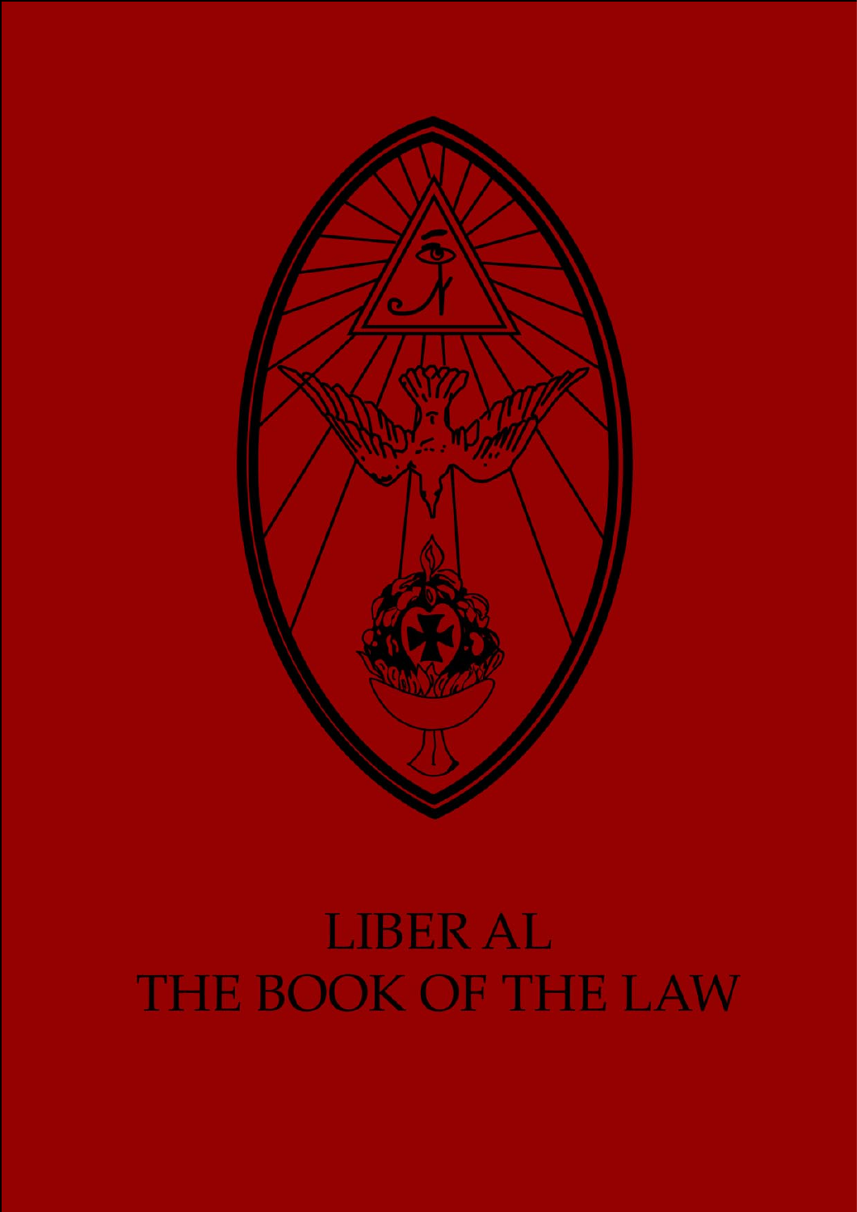# LIBER AL
# THE BOOK OF THE LAW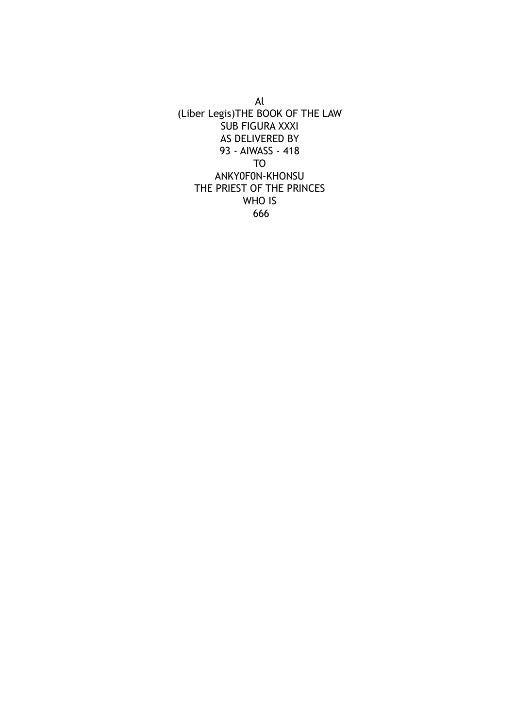Al

(Liber Legis)THE BOOK OF THE LAW

SUB FIGURA XXXI

AS DELIVERED BY

93 - AIWASS - 418

TO

ANKY0F0N-KHONSU

THE PRIEST OF THE PRINCES

WHO IS

666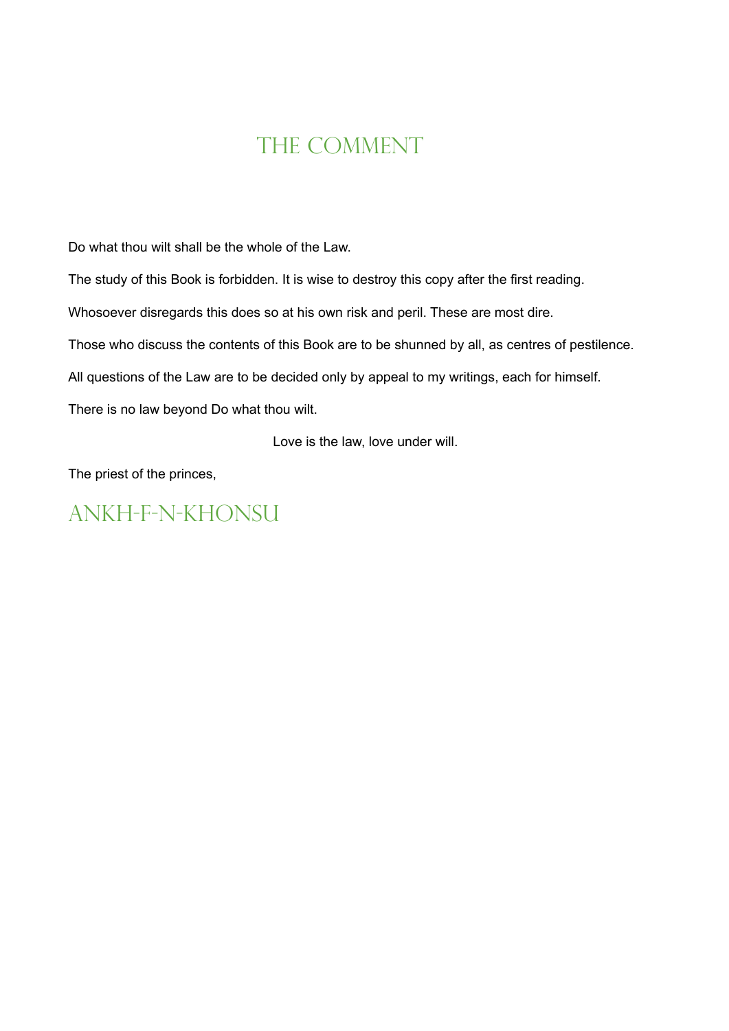# The Comment

Do what thou wilt shall be the whole of the Law.

The study of this Book is forbidden. It is wise to destroy this copy after the first reading.

Whosoever disregards this does so at his own risk and peril. These are most dire.

Those who discuss the contents of this Book are to be shunned by all, as centres of pestilence.

All questions of the Law are to be decided only by appeal to my writings, each for himself.

There is no law beyond Do what thou wilt.

Love is the law, love under will.

The priest of the princes,

## Ankh-f-n-Khonsu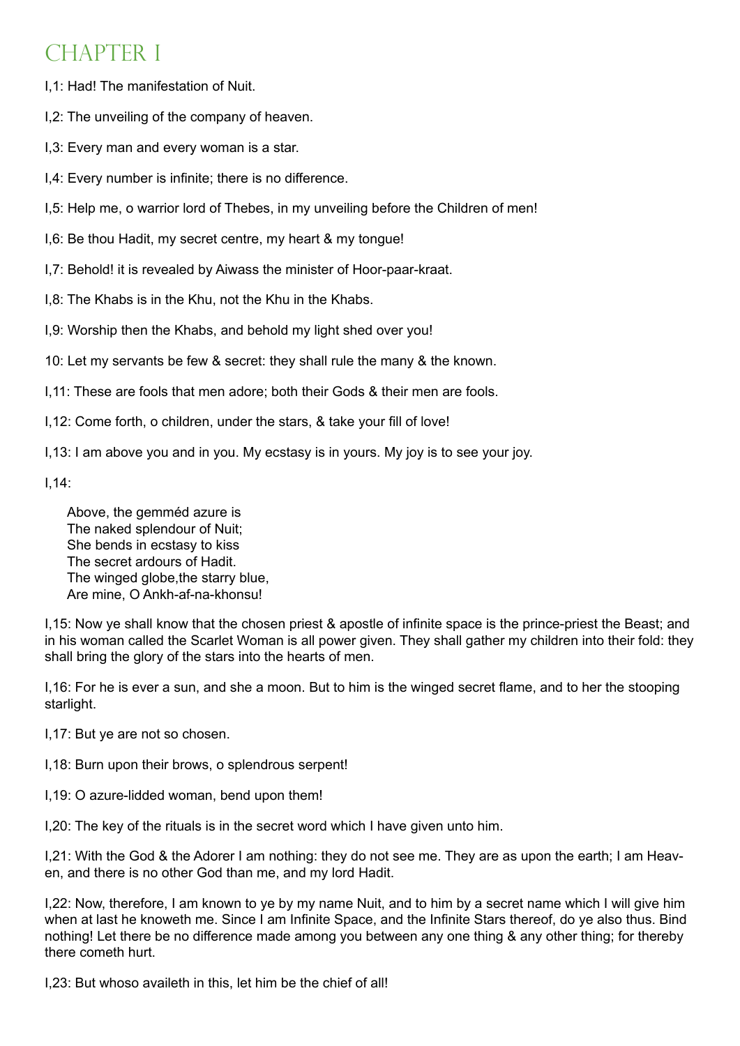# CHAPTER I

I,1: Had! The manifestation of Nuit.

I,2: The unveiling of the company of heaven.

I,3: Every man and every woman is a star.

I,4: Every number is infinite; there is no difference.

I,5: Help me, o warrior lord of Thebes, in my unveiling before the Children of men!

I,6: Be thou Hadit, my secret centre, my heart & my tongue!

I,7: Behold! it is revealed by Aiwass the minister of Hoor-paar-kraat.

I,8: The Khabs is in the Khu, not the Khu in the Khabs.

I,9: Worship then the Khabs, and behold my light shed over you!

10: Let my servants be few & secret: they shall rule the many & the known.

I,11: These are fools that men adore; both their Gods & their men are fools.

I,12: Come forth, o children, under the stars, & take your fill of love!

I,13: I am above you and in you. My ecstasy is in yours. My joy is to see your joy.

I,14:

> Above, the gemméd azure is
> The naked splendour of Nuit;
> She bends in ecstasy to kiss
> The secret ardours of Hadit.
> The winged globe,the starry blue,
> Are mine, O Ankh-af-na-khonsu!

I,15: Now ye shall know that the chosen priest & apostle of infinite space is the prince-priest the Beast; and in his woman called the Scarlet Woman is all power given. They shall gather my children into their fold: they shall bring the glory of the stars into the hearts of men.

I,16: For he is ever a sun, and she a moon. But to him is the winged secret flame, and to her the stooping starlight.

I,17: But ye are not so chosen.

I,18: Burn upon their brows, o splendrous serpent!

I,19: O azure-lidded woman, bend upon them!

I,20: The key of the rituals is in the secret word which I have given unto him.

I,21: With the God & the Adorer I am nothing: they do not see me. They are as upon the earth; I am Heaven, and there is no other God than me, and my lord Hadit.

I,22: Now, therefore, I am known to ye by my name Nuit, and to him by a secret name which I will give him when at last he knoweth me. Since I am Infinite Space, and the Infinite Stars thereof, do ye also thus. Bind nothing! Let there be no difference made among you between any one thing & any other thing; for thereby there cometh hurt.

I,23: But whoso availeth in this, let him be the chief of all!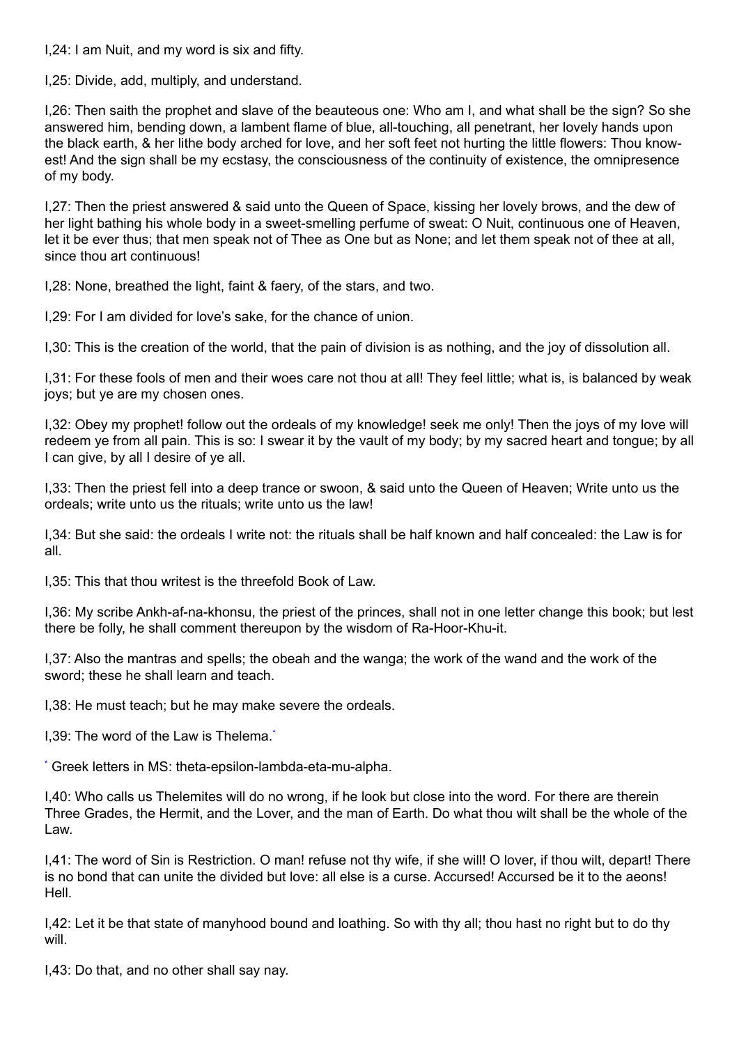I,24: I am Nuit, and my word is six and fifty.

I,25: Divide, add, multiply, and understand.

I,26: Then saith the prophet and slave of the beauteous one: Who am I, and what shall be the sign? So she answered him, bending down, a lambent flame of blue, all-touching, all penetrant, her lovely hands upon the black earth, & her lithe body arched for love, and her soft feet not hurting the little flowers: Thou knowest! And the sign shall be my ecstasy, the consciousness of the continuity of existence, the omnipresence of my body.

I,27: Then the priest answered & said unto the Queen of Space, kissing her lovely brows, and the dew of her light bathing his whole body in a sweet-smelling perfume of sweat: O Nuit, continuous one of Heaven, let it be ever thus; that men speak not of Thee as One but as None; and let them speak not of thee at all, since thou art continuous!

I,28: None, breathed the light, faint & faery, of the stars, and two.

I,29: For I am divided for love's sake, for the chance of union.

I,30: This is the creation of the world, that the pain of division is as nothing, and the joy of dissolution all.

I,31: For these fools of men and their woes care not thou at all! They feel little; what is, is balanced by weak joys; but ye are my chosen ones.

I,32: Obey my prophet! follow out the ordeals of my knowledge! seek me only! Then the joys of my love will redeem ye from all pain. This is so: I swear it by the vault of my body; by my sacred heart and tongue; by all I can give, by all I desire of ye all.

I,33: Then the priest fell into a deep trance or swoon, & said unto the Queen of Heaven; Write unto us the ordeals; write unto us the rituals; write unto us the law!

I,34: But she said: the ordeals I write not: the rituals shall be half known and half concealed: the Law is for all.

I,35: This that thou writest is the threefold Book of Law.

I,36: My scribe Ankh-af-na-khonsu, the priest of the princes, shall not in one letter change this book; but lest there be folly, he shall comment thereupon by the wisdom of Ra-Hoor-Khu-it.

I,37: Also the mantras and spells; the obeah and the wanga; the work of the wand and the work of the sword; these he shall learn and teach.

I,38: He must teach; but he may make severe the ordeals.

I,39: The word of the Law is Thelema.*

* Greek letters in MS: theta-epsilon-lambda-eta-mu-alpha.

I,40: Who calls us Thelemites will do no wrong, if he look but close into the word. For there are therein Three Grades, the Hermit, and the Lover, and the man of Earth. Do what thou wilt shall be the whole of the Law.

I,41: The word of Sin is Restriction. O man! refuse not thy wife, if she will! O lover, if thou wilt, depart! There is no bond that can unite the divided but love: all else is a curse. Accursed! Accursed be it to the aeons! Hell.

I,42: Let it be that state of manyhood bound and loathing. So with thy all; thou hast no right but to do thy will.

I,43: Do that, and no other shall say nay.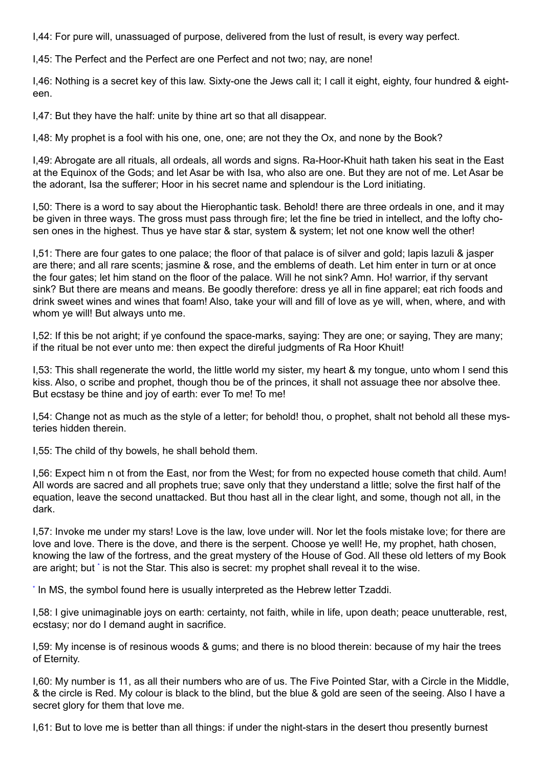I,44: For pure will, unassuaged of purpose, delivered from the lust of result, is every way perfect.

I,45: The Perfect and the Perfect are one Perfect and not two; nay, are none!

I,46: Nothing is a secret key of this law. Sixty-one the Jews call it; I call it eight, eighty, four hundred & eighteen.

I,47: But they have the half: unite by thine art so that all disappear.

I,48: My prophet is a fool with his one, one, one; are not they the Ox, and none by the Book?

I,49: Abrogate are all rituals, all ordeals, all words and signs. Ra-Hoor-Khuit hath taken his seat in the East at the Equinox of the Gods; and let Asar be with Isa, who also are one. But they are not of me. Let Asar be the adorant, Isa the sufferer; Hoor in his secret name and splendour is the Lord initiating.

I,50: There is a word to say about the Hierophantic task. Behold! there are three ordeals in one, and it may be given in three ways. The gross must pass through fire; let the fine be tried in intellect, and the lofty chosen ones in the highest. Thus ye have star & star, system & system; let not one know well the other!

I,51: There are four gates to one palace; the floor of that palace is of silver and gold; lapis lazuli & jasper are there; and all rare scents; jasmine & rose, and the emblems of death. Let him enter in turn or at once the four gates; let him stand on the floor of the palace. Will he not sink? Amn. Ho! warrior, if thy servant sink? But there are means and means. Be goodly therefore: dress ye all in fine apparel; eat rich foods and drink sweet wines and wines that foam! Also, take your will and fill of love as ye will, when, where, and with whom ye will! But always unto me.

I,52: If this be not aright; if ye confound the space-marks, saying: They are one; or saying, They are many; if the ritual be not ever unto me: then expect the direful judgments of Ra Hoor Khuit!

I,53: This shall regenerate the world, the little world my sister, my heart & my tongue, unto whom I send this kiss. Also, o scribe and prophet, though thou be of the princes, it shall not assuage thee nor absolve thee. But ecstasy be thine and joy of earth: ever To me! To me!

I,54: Change not as much as the style of a letter; for behold! thou, o prophet, shalt not behold all these mysteries hidden therein.

I,55: The child of thy bowels, he shall behold them.

I,56: Expect him n ot from the East, nor from the West; for from no expected house cometh that child. Aum! All words are sacred and all prophets true; save only that they understand a little; solve the first half of the equation, leave the second unattacked. But thou hast all in the clear light, and some, though not all, in the dark.

I,57: Invoke me under my stars! Love is the law, love under will. Nor let the fools mistake love; for there are love and love. There is the dove, and there is the serpent. Choose ye well! He, my prophet, hath chosen, knowing the law of the fortress, and the great mystery of the House of God. All these old letters of my Book are aright; but * is not the Star. This also is secret: my prophet shall reveal it to the wise.

* In MS, the symbol found here is usually interpreted as the Hebrew letter Tzaddi.

I,58: I give unimaginable joys on earth: certainty, not faith, while in life, upon death; peace unutterable, rest, ecstasy; nor do I demand aught in sacrifice.

I,59: My incense is of resinous woods & gums; and there is no blood therein: because of my hair the trees of Eternity.

I,60: My number is 11, as all their numbers who are of us. The Five Pointed Star, with a Circle in the Middle, & the circle is Red. My colour is black to the blind, but the blue & gold are seen of the seeing. Also I have a secret glory for them that love me.

I,61: But to love me is better than all things: if under the night-stars in the desert thou presently burnest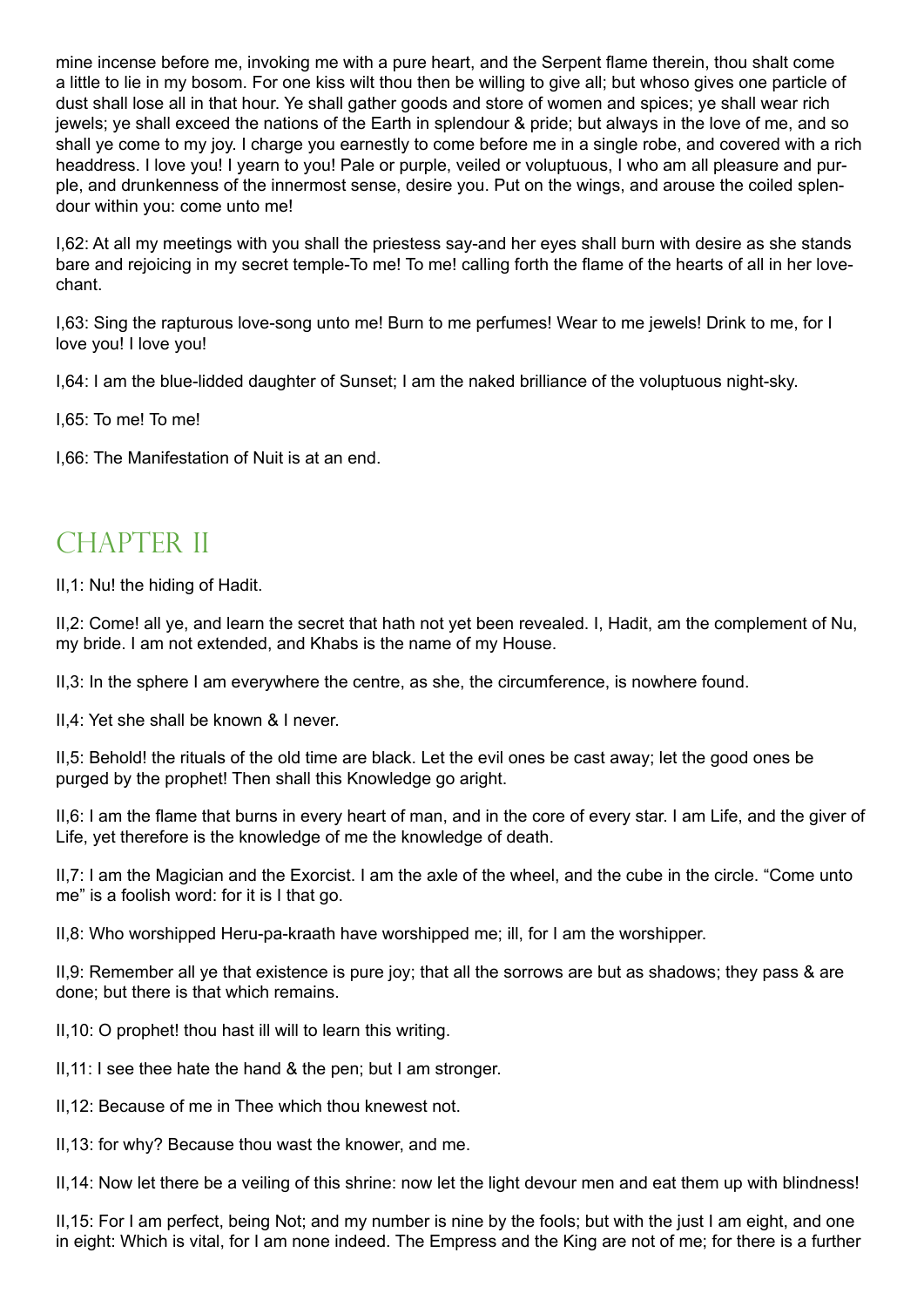mine incense before me, invoking me with a pure heart, and the Serpent flame therein, thou shalt come a little to lie in my bosom. For one kiss wilt thou then be willing to give all; but whoso gives one particle of dust shall lose all in that hour. Ye shall gather goods and store of women and spices; ye shall wear rich jewels; ye shall exceed the nations of the Earth in splendour & pride; but always in the love of me, and so shall ye come to my joy. I charge you earnestly to come before me in a single robe, and covered with a rich headdress. I love you! I yearn to you! Pale or purple, veiled or voluptuous, I who am all pleasure and purple, and drunkenness of the innermost sense, desire you. Put on the wings, and arouse the coiled splendour within you: come unto me!

I,62: At all my meetings with you shall the priestess say-and her eyes shall burn with desire as she stands bare and rejoicing in my secret temple-To me! To me! calling forth the flame of the hearts of all in her lovechant.

I,63: Sing the rapturous love-song unto me! Burn to me perfumes! Wear to me jewels! Drink to me, for I love you! I love you!

I,64: I am the blue-lidded daughter of Sunset; I am the naked brilliance of the voluptuous night-sky.

I,65: To me! To me!

I,66: The Manifestation of Nuit is at an end.

## CHAPTER II

II,1: Nu! the hiding of Hadit.

II,2: Come! all ye, and learn the secret that hath not yet been revealed. I, Hadit, am the complement of Nu, my bride. I am not extended, and Khabs is the name of my House.

II,3: In the sphere I am everywhere the centre, as she, the circumference, is nowhere found.

II,4: Yet she shall be known & I never.

II,5: Behold! the rituals of the old time are black. Let the evil ones be cast away; let the good ones be purged by the prophet! Then shall this Knowledge go aright.

II,6: I am the flame that burns in every heart of man, and in the core of every star. I am Life, and the giver of Life, yet therefore is the knowledge of me the knowledge of death.

II,7: I am the Magician and the Exorcist. I am the axle of the wheel, and the cube in the circle. "Come unto me" is a foolish word: for it is I that go.

II,8: Who worshipped Heru-pa-kraath have worshipped me; ill, for I am the worshipper.

II,9: Remember all ye that existence is pure joy; that all the sorrows are but as shadows; they pass & are done; but there is that which remains.

II,10: O prophet! thou hast ill will to learn this writing.

II,11: I see thee hate the hand & the pen; but I am stronger.

II,12: Because of me in Thee which thou knewest not.

II,13: for why? Because thou wast the knower, and me.

II,14: Now let there be a veiling of this shrine: now let the light devour men and eat them up with blindness!

II,15: For I am perfect, being Not; and my number is nine by the fools; but with the just I am eight, and one in eight: Which is vital, for I am none indeed. The Empress and the King are not of me; for there is a further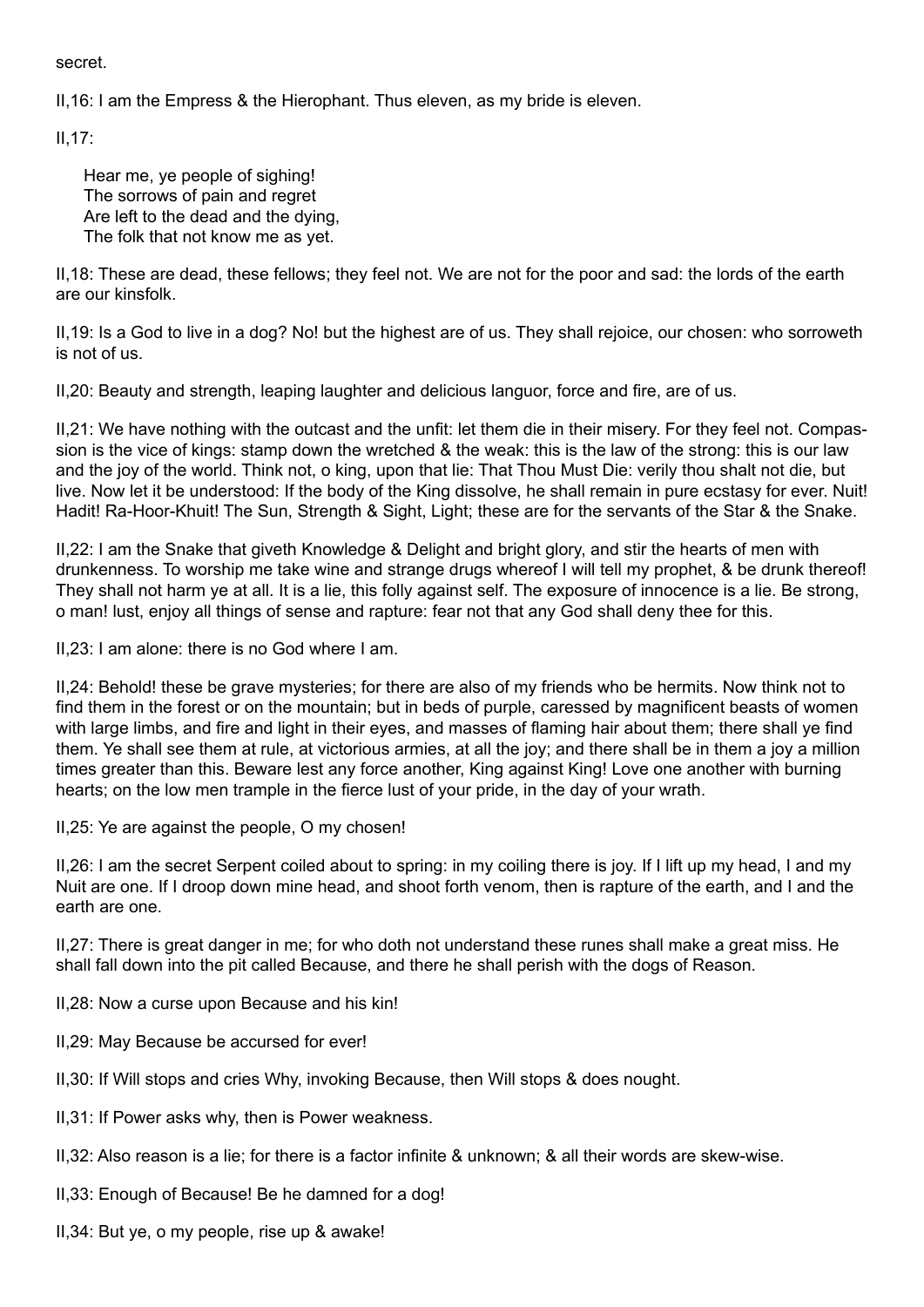secret.

II,16: I am the Empress & the Hierophant. Thus eleven, as my bride is eleven.

II,17:

> Hear me, ye people of sighing!
> The sorrows of pain and regret
> Are left to the dead and the dying,
> The folk that not know me as yet.

II,18: These are dead, these fellows; they feel not. We are not for the poor and sad: the lords of the earth are our kinsfolk.

II,19: Is a God to live in a dog? No! but the highest are of us. They shall rejoice, our chosen: who sorroweth is not of us.

II,20: Beauty and strength, leaping laughter and delicious languor, force and fire, are of us.

II,21: We have nothing with the outcast and the unfit: let them die in their misery. For they feel not. Compassion is the vice of kings: stamp down the wretched & the weak: this is the law of the strong: this is our law and the joy of the world. Think not, o king, upon that lie: That Thou Must Die: verily thou shalt not die, but live. Now let it be understood: If the body of the King dissolve, he shall remain in pure ecstasy for ever. Nuit! Hadit! Ra-Hoor-Khuit! The Sun, Strength & Sight, Light; these are for the servants of the Star & the Snake.

II,22: I am the Snake that giveth Knowledge & Delight and bright glory, and stir the hearts of men with drunkenness. To worship me take wine and strange drugs whereof I will tell my prophet, & be drunk thereof! They shall not harm ye at all. It is a lie, this folly against self. The exposure of innocence is a lie. Be strong, o man! lust, enjoy all things of sense and rapture: fear not that any God shall deny thee for this.

II,23: I am alone: there is no God where I am.

II,24: Behold! these be grave mysteries; for there are also of my friends who be hermits. Now think not to find them in the forest or on the mountain; but in beds of purple, caressed by magnificent beasts of women with large limbs, and fire and light in their eyes, and masses of flaming hair about them; there shall ye find them. Ye shall see them at rule, at victorious armies, at all the joy; and there shall be in them a joy a million times greater than this. Beware lest any force another, King against King! Love one another with burning hearts; on the low men trample in the fierce lust of your pride, in the day of your wrath.

II,25: Ye are against the people, O my chosen!

II,26: I am the secret Serpent coiled about to spring: in my coiling there is joy. If I lift up my head, I and my Nuit are one. If I droop down mine head, and shoot forth venom, then is rapture of the earth, and I and the earth are one.

II,27: There is great danger in me; for who doth not understand these runes shall make a great miss. He shall fall down into the pit called Because, and there he shall perish with the dogs of Reason.

II,28: Now a curse upon Because and his kin!

II,29: May Because be accursed for ever!

II,30: If Will stops and cries Why, invoking Because, then Will stops & does nought.

II,31: If Power asks why, then is Power weakness.

II,32: Also reason is a lie; for there is a factor infinite & unknown; & all their words are skew-wise.

II,33: Enough of Because! Be he damned for a dog!

II,34: But ye, o my people, rise up & awake!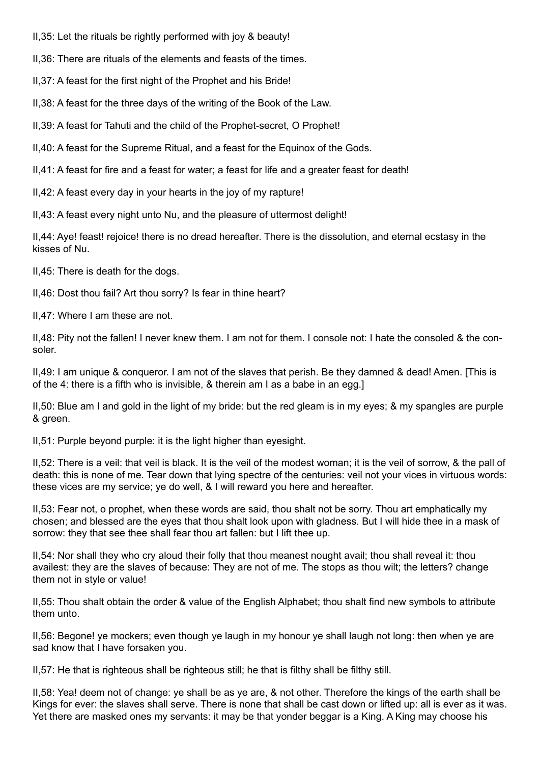II,35: Let the rituals be rightly performed with joy & beauty!

II,36: There are rituals of the elements and feasts of the times.

II,37: A feast for the first night of the Prophet and his Bride!

II,38: A feast for the three days of the writing of the Book of the Law.

II,39: A feast for Tahuti and the child of the Prophet-secret, O Prophet!

II,40: A feast for the Supreme Ritual, and a feast for the Equinox of the Gods.

II,41: A feast for fire and a feast for water; a feast for life and a greater feast for death!

II,42: A feast every day in your hearts in the joy of my rapture!

II,43: A feast every night unto Nu, and the pleasure of uttermost delight!

II,44: Aye! feast! rejoice! there is no dread hereafter. There is the dissolution, and eternal ecstasy in the kisses of Nu.

II,45: There is death for the dogs.

II,46: Dost thou fail? Art thou sorry? Is fear in thine heart?

II,47: Where I am these are not.

II,48: Pity not the fallen! I never knew them. I am not for them. I console not: I hate the consoled & the consoler.

II,49: I am unique & conqueror. I am not of the slaves that perish. Be they damned & dead! Amen. [This is of the 4: there is a fifth who is invisible, & therein am I as a babe in an egg.]

II,50: Blue am I and gold in the light of my bride: but the red gleam is in my eyes; & my spangles are purple & green.

II,51: Purple beyond purple: it is the light higher than eyesight.

II,52: There is a veil: that veil is black. It is the veil of the modest woman; it is the veil of sorrow, & the pall of death: this is none of me. Tear down that lying spectre of the centuries: veil not your vices in virtuous words: these vices are my service; ye do well, & I will reward you here and hereafter.

II,53: Fear not, o prophet, when these words are said, thou shalt not be sorry. Thou art emphatically my chosen; and blessed are the eyes that thou shalt look upon with gladness. But I will hide thee in a mask of sorrow: they that see thee shall fear thou art fallen: but I lift thee up.

II,54: Nor shall they who cry aloud their folly that thou meanest nought avail; thou shall reveal it: thou availest: they are the slaves of because: They are not of me. The stops as thou wilt; the letters? change them not in style or value!

II,55: Thou shalt obtain the order & value of the English Alphabet; thou shalt find new symbols to attribute them unto.

II,56: Begone! ye mockers; even though ye laugh in my honour ye shall laugh not long: then when ye are sad know that I have forsaken you.

II,57: He that is righteous shall be righteous still; he that is filthy shall be filthy still.

II,58: Yea! deem not of change: ye shall be as ye are, & not other. Therefore the kings of the earth shall be Kings for ever: the slaves shall serve. There is none that shall be cast down or lifted up: all is ever as it was. Yet there are masked ones my servants: it may be that yonder beggar is a King. A King may choose his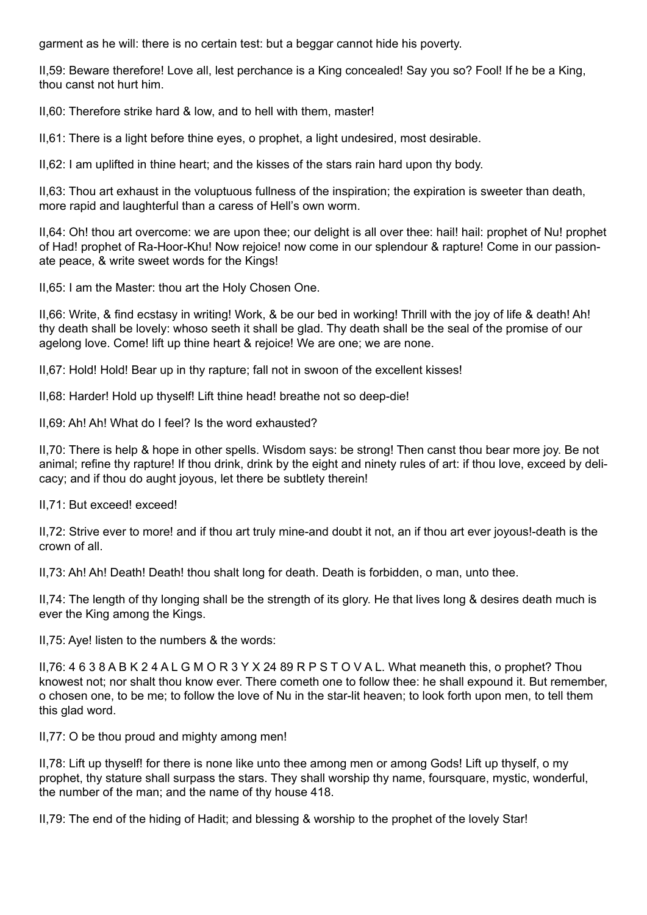garment as he will: there is no certain test: but a beggar cannot hide his poverty.

II,59: Beware therefore! Love all, lest perchance is a King concealed! Say you so? Fool! If he be a King, thou canst not hurt him.

II,60: Therefore strike hard & low, and to hell with them, master!

II,61: There is a light before thine eyes, o prophet, a light undesired, most desirable.

II,62: I am uplifted in thine heart; and the kisses of the stars rain hard upon thy body.

II,63: Thou art exhaust in the voluptuous fullness of the inspiration; the expiration is sweeter than death, more rapid and laughterful than a caress of Hell's own worm.

II,64: Oh! thou art overcome: we are upon thee; our delight is all over thee: hail! hail: prophet of Nu! prophet of Had! prophet of Ra-Hoor-Khu! Now rejoice! now come in our splendour & rapture! Come in our passionate peace, & write sweet words for the Kings!

II,65: I am the Master: thou art the Holy Chosen One.

II,66: Write, & find ecstasy in writing! Work, & be our bed in working! Thrill with the joy of life & death! Ah! thy death shall be lovely: whoso seeth it shall be glad. Thy death shall be the seal of the promise of our agelong love. Come! lift up thine heart & rejoice! We are one; we are none.

II,67: Hold! Hold! Bear up in thy rapture; fall not in swoon of the excellent kisses!

II,68: Harder! Hold up thyself! Lift thine head! breathe not so deep-die!

II,69: Ah! Ah! What do I feel? Is the word exhausted?

II,70: There is help & hope in other spells. Wisdom says: be strong! Then canst thou bear more joy. Be not animal; refine thy rapture! If thou drink, drink by the eight and ninety rules of art: if thou love, exceed by delicacy; and if thou do aught joyous, let there be subtlety therein!

II,71: But exceed! exceed!

II,72: Strive ever to more! and if thou art truly mine-and doubt it not, an if thou art ever joyous!-death is the crown of all.

II,73: Ah! Ah! Death! Death! thou shalt long for death. Death is forbidden, o man, unto thee.

II,74: The length of thy longing shall be the strength of its glory. He that lives long & desires death much is ever the King among the Kings.

II,75: Aye! listen to the numbers & the words:

II,76: 4 6 3 8 A B K 2 4 A L G M O R 3 Y X 24 89 R P S T O V A L. What meaneth this, o prophet? Thou knowest not; nor shalt thou know ever. There cometh one to follow thee: he shall expound it. But remember, o chosen one, to be me; to follow the love of Nu in the star-lit heaven; to look forth upon men, to tell them this glad word.

II,77: O be thou proud and mighty among men!

II,78: Lift up thyself! for there is none like unto thee among men or among Gods! Lift up thyself, o my prophet, thy stature shall surpass the stars. They shall worship thy name, foursquare, mystic, wonderful, the number of the man; and the name of thy house 418.

II,79: The end of the hiding of Hadit; and blessing & worship to the prophet of the lovely Star!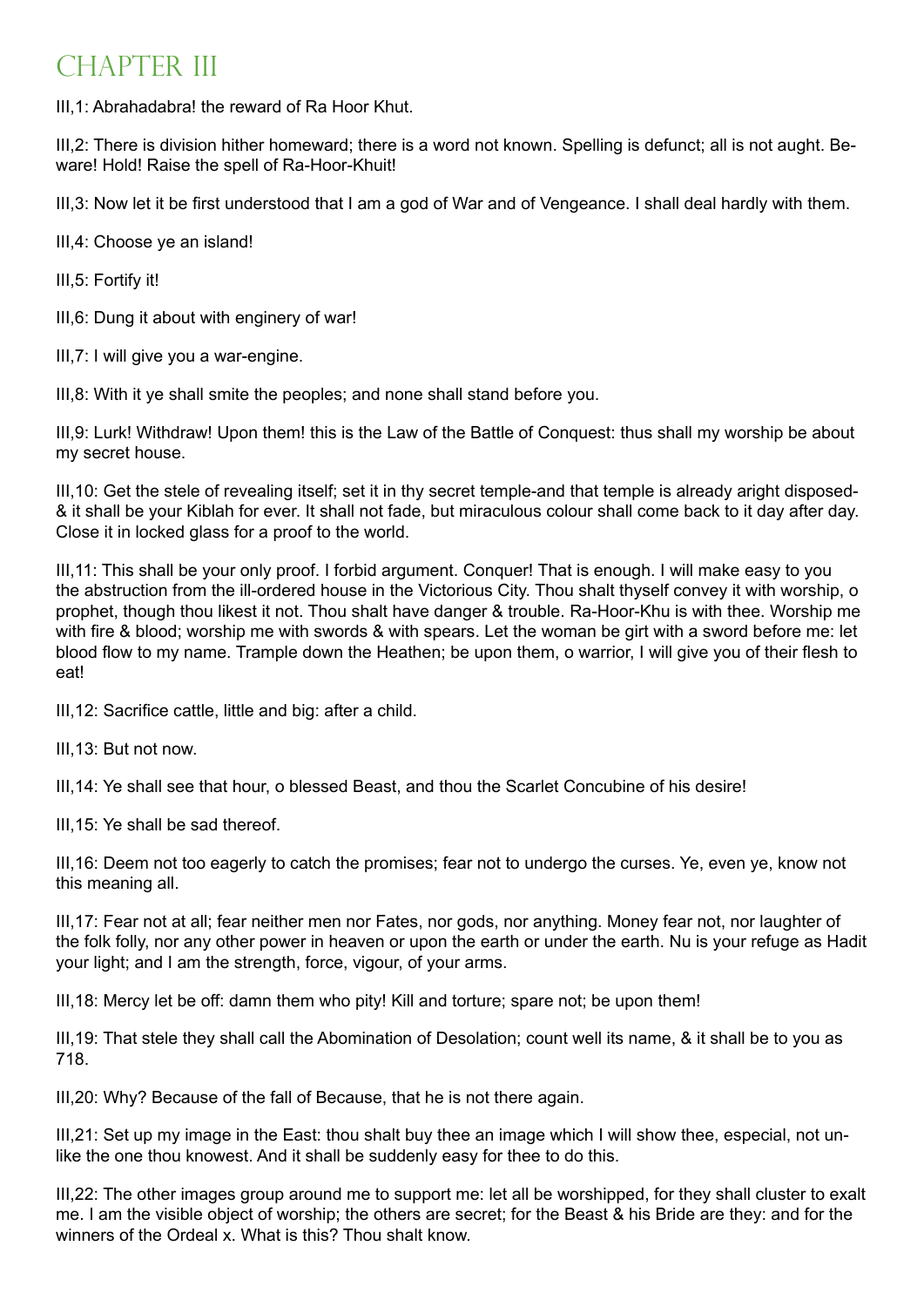# CHAPTER III

III,1: Abrahadabra! the reward of Ra Hoor Khut.

III,2: There is division hither homeward; there is a word not known. Spelling is defunct; all is not aught. Beware! Hold! Raise the spell of Ra-Hoor-Khuit!

III,3: Now let it be first understood that I am a god of War and of Vengeance. I shall deal hardly with them.

III,4: Choose ye an island!

III,5: Fortify it!

III,6: Dung it about with enginery of war!

III,7: I will give you a war-engine.

III,8: With it ye shall smite the peoples; and none shall stand before you.

III,9: Lurk! Withdraw! Upon them! this is the Law of the Battle of Conquest: thus shall my worship be about my secret house.

III,10: Get the stele of revealing itself; set it in thy secret temple-and that temple is already aright disposed-& it shall be your Kiblah for ever. It shall not fade, but miraculous colour shall come back to it day after day. Close it in locked glass for a proof to the world.

III,11: This shall be your only proof. I forbid argument. Conquer! That is enough. I will make easy to you the abstruction from the ill-ordered house in the Victorious City. Thou shalt thyself convey it with worship, o prophet, though thou likest it not. Thou shalt have danger & trouble. Ra-Hoor-Khu is with thee. Worship me with fire & blood; worship me with swords & with spears. Let the woman be girt with a sword before me: let blood flow to my name. Trample down the Heathen; be upon them, o warrior, I will give you of their flesh to eat!

III,12: Sacrifice cattle, little and big: after a child.

III,13: But not now.

III,14: Ye shall see that hour, o blessed Beast, and thou the Scarlet Concubine of his desire!

III,15: Ye shall be sad thereof.

III,16: Deem not too eagerly to catch the promises; fear not to undergo the curses. Ye, even ye, know not this meaning all.

III,17: Fear not at all; fear neither men nor Fates, nor gods, nor anything. Money fear not, nor laughter of the folk folly, nor any other power in heaven or upon the earth or under the earth. Nu is your refuge as Hadit your light; and I am the strength, force, vigour, of your arms.

III,18: Mercy let be off: damn them who pity! Kill and torture; spare not; be upon them!

III,19: That stele they shall call the Abomination of Desolation; count well its name, & it shall be to you as 718.

III,20: Why? Because of the fall of Because, that he is not there again.

III,21: Set up my image in the East: thou shalt buy thee an image which I will show thee, especial, not unlike the one thou knowest. And it shall be suddenly easy for thee to do this.

III,22: The other images group around me to support me: let all be worshipped, for they shall cluster to exalt me. I am the visible object of worship; the others are secret; for the Beast & his Bride are they: and for the winners of the Ordeal x. What is this? Thou shalt know.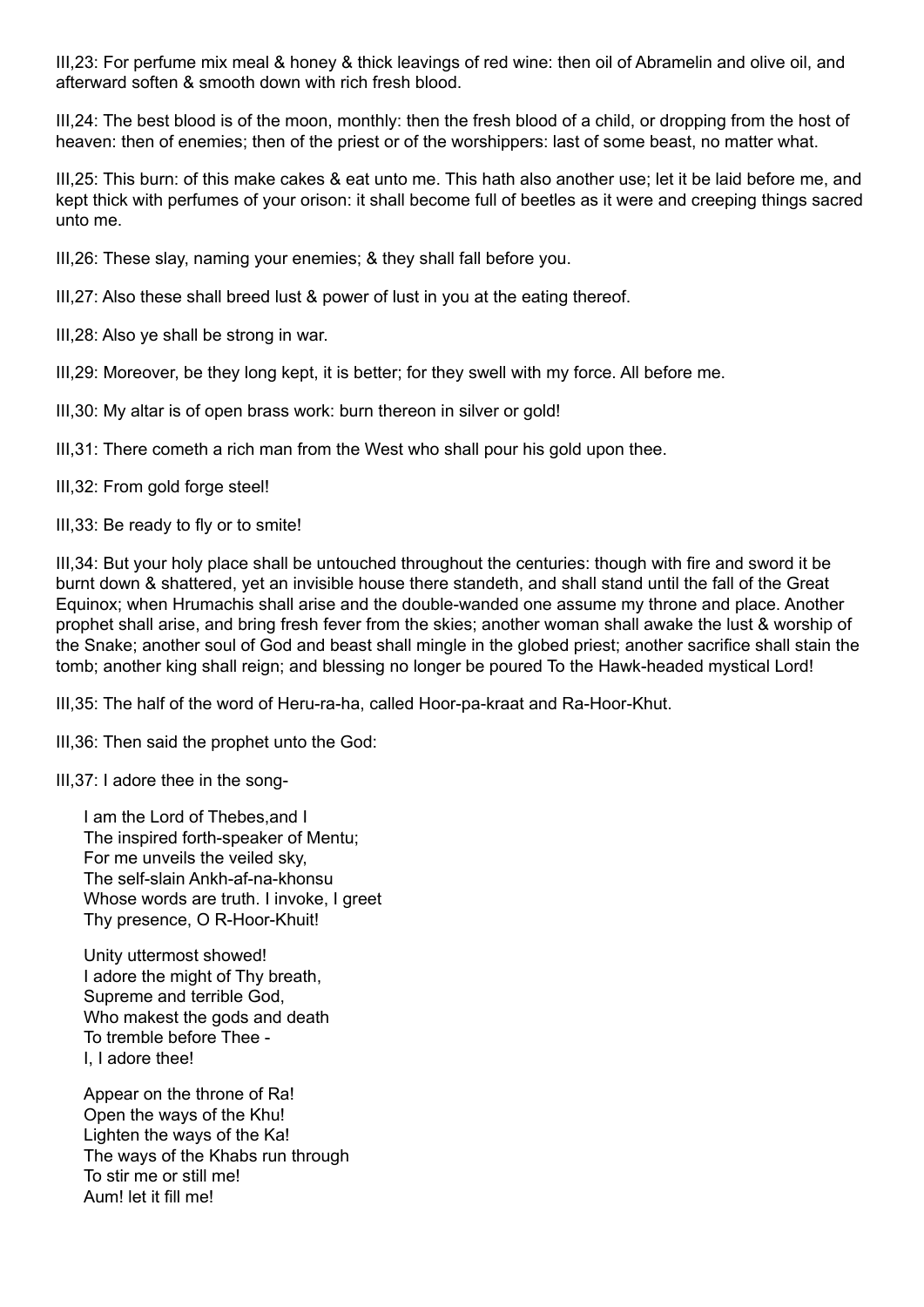III,23: For perfume mix meal & honey & thick leavings of red wine: then oil of Abramelin and olive oil, and afterward soften & smooth down with rich fresh blood.

III,24: The best blood is of the moon, monthly: then the fresh blood of a child, or dropping from the host of heaven: then of enemies; then of the priest or of the worshippers: last of some beast, no matter what.

III,25: This burn: of this make cakes & eat unto me. This hath also another use; let it be laid before me, and kept thick with perfumes of your orison: it shall become full of beetles as it were and creeping things sacred unto me.

III,26: These slay, naming your enemies; & they shall fall before you.

III,27: Also these shall breed lust & power of lust in you at the eating thereof.

III,28: Also ye shall be strong in war.

III,29: Moreover, be they long kept, it is better; for they swell with my force. All before me.

III,30: My altar is of open brass work: burn thereon in silver or gold!

III,31: There cometh a rich man from the West who shall pour his gold upon thee.

III,32: From gold forge steel!

III,33: Be ready to fly or to smite!

III,34: But your holy place shall be untouched throughout the centuries: though with fire and sword it be burnt down & shattered, yet an invisible house there standeth, and shall stand until the fall of the Great Equinox; when Hrumachis shall arise and the double-wanded one assume my throne and place. Another prophet shall arise, and bring fresh fever from the skies; another woman shall awake the lust & worship of the Snake; another soul of God and beast shall mingle in the globed priest; another sacrifice shall stain the tomb; another king shall reign; and blessing no longer be poured To the Hawk-headed mystical Lord!

III,35: The half of the word of Heru-ra-ha, called Hoor-pa-kraat and Ra-Hoor-Khut.

III,36: Then said the prophet unto the God:

III,37: I adore thee in the song-

I am the Lord of Thebes,and I  
The inspired forth-speaker of Mentu;  
For me unveils the veiled sky,  
The self-slain Ankh-af-na-khonsu  
Whose words are truth. I invoke, I greet  
Thy presence, O R-Hoor-Khuit!

Unity uttermost showed!  
I adore the might of Thy breath,  
Supreme and terrible God,  
Who makest the gods and death  
To tremble before Thee -  
I, I adore thee!

Appear on the throne of Ra!  
Open the ways of the Khu!  
Lighten the ways of the Ka!  
The ways of the Khabs run through  
To stir me or still me!  
Aum! let it fill me!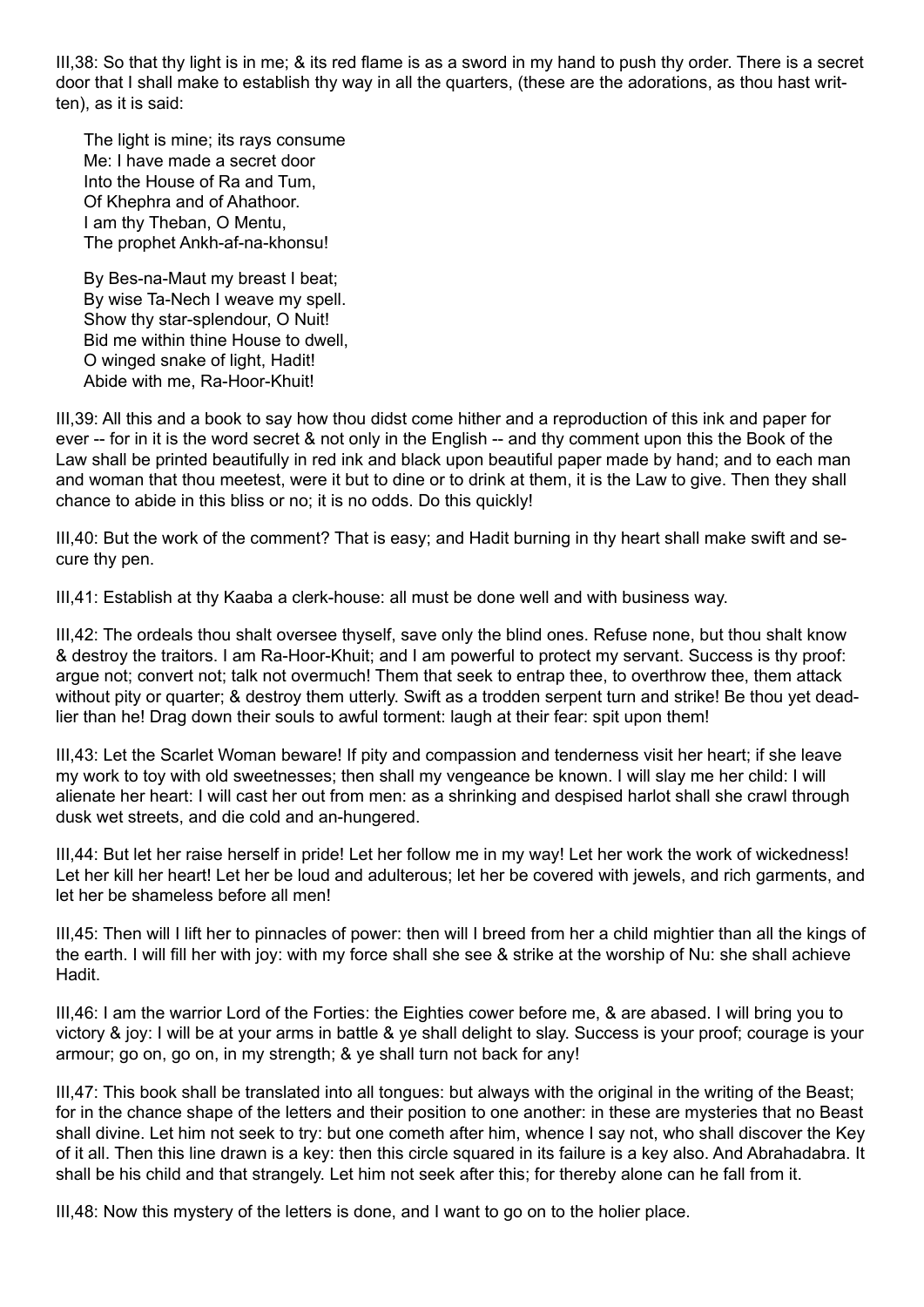III,38: So that thy light is in me; & its red flame is as a sword in my hand to push thy order. There is a secret door that I shall make to establish thy way in all the quarters, (these are the adorations, as thou hast written), as it is said:

> The light is mine; its rays consume  
> Me: I have made a secret door  
> Into the House of Ra and Tum,  
> Of Khephra and of Ahathoor.  
> I am thy Theban, O Mentu,  
> The prophet Ankh-af-na-khonsu!
>
> By Bes-na-Maut my breast I beat;  
> By wise Ta-Nech I weave my spell.  
> Show thy star-splendour, O Nuit!  
> Bid me within thine House to dwell,  
> O winged snake of light, Hadit!  
> Abide with me, Ra-Hoor-Khuit!

III,39: All this and a book to say how thou didst come hither and a reproduction of this ink and paper for ever -- for in it is the word secret & not only in the English -- and thy comment upon this the Book of the Law shall be printed beautifully in red ink and black upon beautiful paper made by hand; and to each man and woman that thou meetest, were it but to dine or to drink at them, it is the Law to give. Then they shall chance to abide in this bliss or no; it is no odds. Do this quickly!

III,40: But the work of the comment? That is easy; and Hadit burning in thy heart shall make swift and secure thy pen.

III,41: Establish at thy Kaaba a clerk-house: all must be done well and with business way.

III,42: The ordeals thou shalt oversee thyself, save only the blind ones. Refuse none, but thou shalt know & destroy the traitors. I am Ra-Hoor-Khuit; and I am powerful to protect my servant. Success is thy proof: argue not; convert not; talk not overmuch! Them that seek to entrap thee, to overthrow thee, them attack without pity or quarter; & destroy them utterly. Swift as a trodden serpent turn and strike! Be thou yet deadlier than he! Drag down their souls to awful torment: laugh at their fear: spit upon them!

III,43: Let the Scarlet Woman beware! If pity and compassion and tenderness visit her heart; if she leave my work to toy with old sweetnesses; then shall my vengeance be known. I will slay me her child: I will alienate her heart: I will cast her out from men: as a shrinking and despised harlot shall she crawl through dusk wet streets, and die cold and an-hungered.

III,44: But let her raise herself in pride! Let her follow me in my way! Let her work the work of wickedness! Let her kill her heart! Let her be loud and adulterous; let her be covered with jewels, and rich garments, and let her be shameless before all men!

III,45: Then will I lift her to pinnacles of power: then will I breed from her a child mightier than all the kings of the earth. I will fill her with joy: with my force shall she see & strike at the worship of Nu: she shall achieve Hadit.

III,46: I am the warrior Lord of the Forties: the Eighties cower before me, & are abased. I will bring you to victory & joy: I will be at your arms in battle & ye shall delight to slay. Success is your proof; courage is your armour; go on, go on, in my strength; & ye shall turn not back for any!

III,47: This book shall be translated into all tongues: but always with the original in the writing of the Beast; for in the chance shape of the letters and their position to one another: in these are mysteries that no Beast shall divine. Let him not seek to try: but one cometh after him, whence I say not, who shall discover the Key of it all. Then this line drawn is a key: then this circle squared in its failure is a key also. And Abrahadabra. It shall be his child and that strangely. Let him not seek after this; for thereby alone can he fall from it.

III,48: Now this mystery of the letters is done, and I want to go on to the holier place.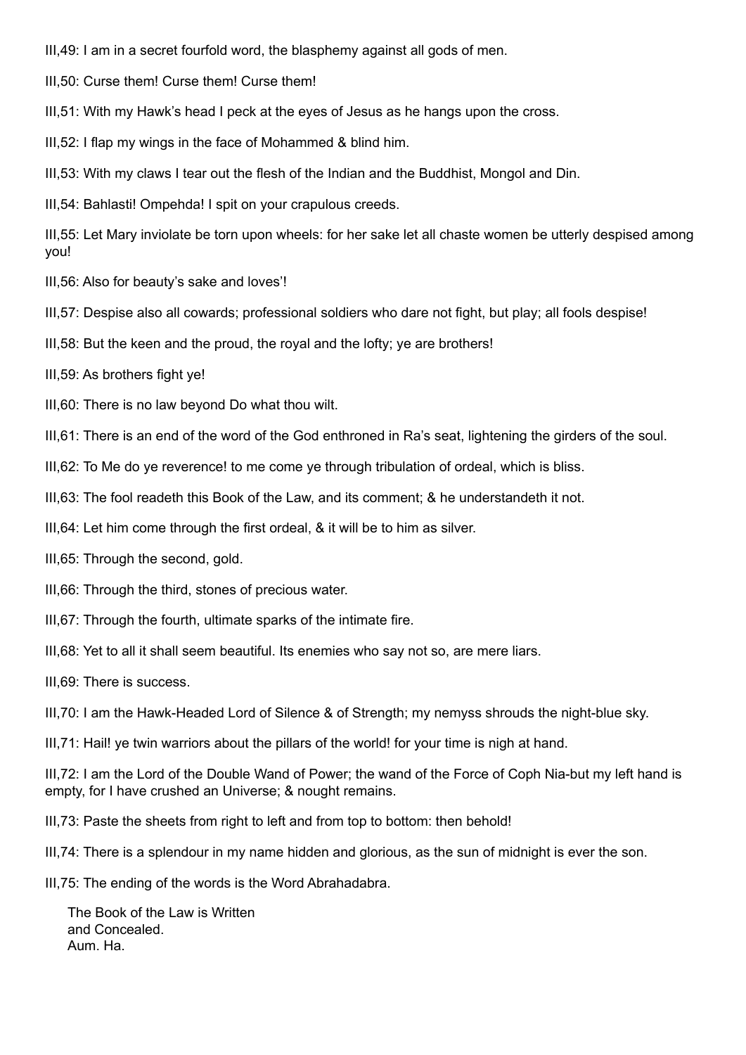III,49: I am in a secret fourfold word, the blasphemy against all gods of men.

III,50: Curse them! Curse them! Curse them!

III,51: With my Hawk's head I peck at the eyes of Jesus as he hangs upon the cross.

III,52: I flap my wings in the face of Mohammed & blind him.

III,53: With my claws I tear out the flesh of the Indian and the Buddhist, Mongol and Din.

III,54: Bahlasti! Ompehda! I spit on your crapulous creeds.

III,55: Let Mary inviolate be torn upon wheels: for her sake let all chaste women be utterly despised among you!

III,56: Also for beauty's sake and loves'!

III,57: Despise also all cowards; professional soldiers who dare not fight, but play; all fools despise!

III,58: But the keen and the proud, the royal and the lofty; ye are brothers!

III,59: As brothers fight ye!

III,60: There is no law beyond Do what thou wilt.

III,61: There is an end of the word of the God enthroned in Ra's seat, lightening the girders of the soul.

III,62: To Me do ye reverence! to me come ye through tribulation of ordeal, which is bliss.

III,63: The fool readeth this Book of the Law, and its comment; & he understandeth it not.

III,64: Let him come through the first ordeal, & it will be to him as silver.

III,65: Through the second, gold.

III,66: Through the third, stones of precious water.

III,67: Through the fourth, ultimate sparks of the intimate fire.

III,68: Yet to all it shall seem beautiful. Its enemies who say not so, are mere liars.

III,69: There is success.

III,70: I am the Hawk-Headed Lord of Silence & of Strength; my nemyss shrouds the night-blue sky.

III,71: Hail! ye twin warriors about the pillars of the world! for your time is nigh at hand.

III,72: I am the Lord of the Double Wand of Power; the wand of the Force of Coph Nia-but my left hand is empty, for I have crushed an Universe; & nought remains.

III,73: Paste the sheets from right to left and from top to bottom: then behold!

III,74: There is a splendour in my name hidden and glorious, as the sun of midnight is ever the son.

III,75: The ending of the words is the Word Abrahadabra.

The Book of the Law is Written
and Concealed.
Aum. Ha.